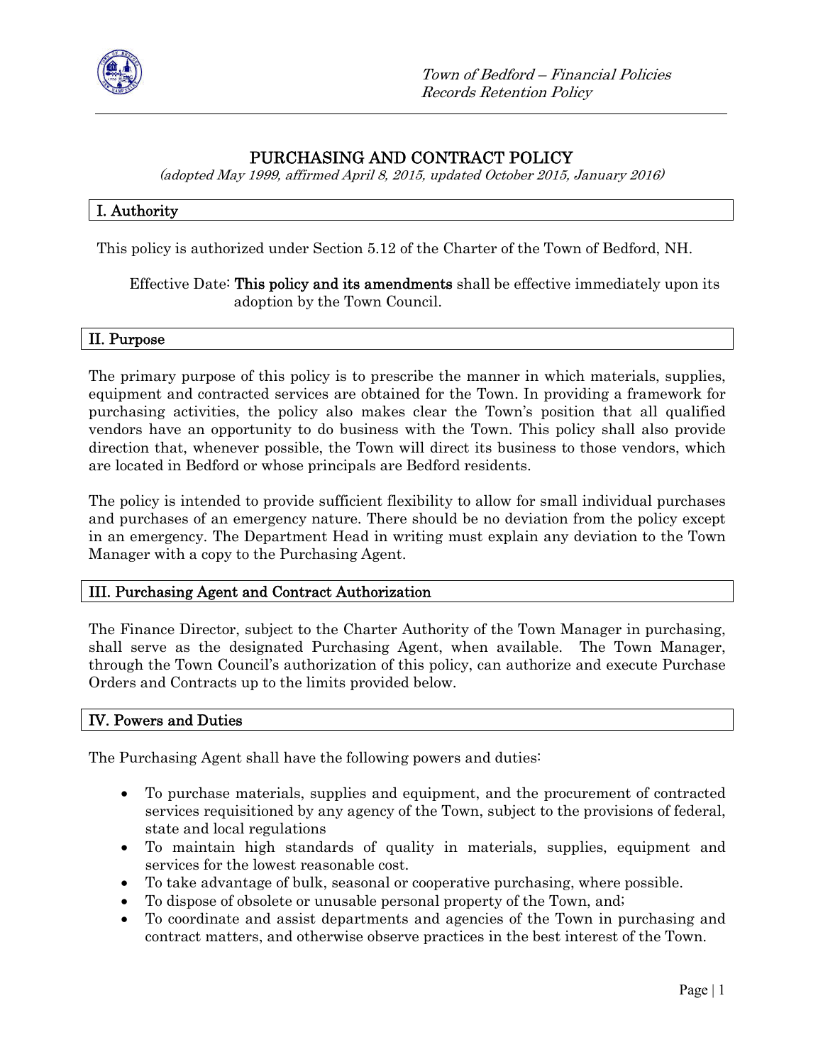# PURCHASING AND CONTRACT POLICY

*(adopted May 1999, affirmed April 8, 2015, updated October 2015, January 2016)*

## I. Authority

This policy is authorized under Section 5.12 of the Charter of the Town of Bedford, NH.

Effective Date: **This policy and its amendments** shall be effective immediately upon its adoption by the Town Council.

## II. Purpose

The primary purpose of this policy is to prescribe the manner in which materials, supplies, equipment and contracted services are obtained for the Town. In providing a framework for purchasing activities, the policy also makes clear the Town's position that all qualified vendors have an opportunity to do business with the Town. This policy shall also provide direction that, whenever possible, the Town will direct its business to those vendors, which are located in Bedford or whose principals are Bedford residents.

The policy is intended to provide sufficient flexibility to allow for small individual purchases and purchases of an emergency nature. There should be no deviation from the policy except in an emergency. The Department Head in writing must explain any deviation to the Town Manager with a copy to the Purchasing Agent.

## III. Purchasing Agent and Contract Authorization

The Finance Director, subject to the Charter Authority of the Town Manager in purchasing, shall serve as the designated Purchasing Agent, when available. The Town Manager, through the Town Council's authorization of this policy, can authorize and execute Purchase Orders and Contracts up to the limits provided below.

## IV. Powers and Duties

The Purchasing Agent shall have the following powers and duties:

- To purchase materials, supplies and equipment, and the procurement of contracted services requisitioned by any agency of the Town, subject to the provisions of federal, state and local regulations
- To maintain high standards of quality in materials, supplies, equipment and services for the lowest reasonable cost.
- To take advantage of bulk, seasonal or cooperative purchasing, where possible.
- To dispose of obsolete or unusable personal property of the Town, and;
- To coordinate and assist departments and agencies of the Town in purchasing and contract matters, and otherwise observe practices in the best interest of the Town.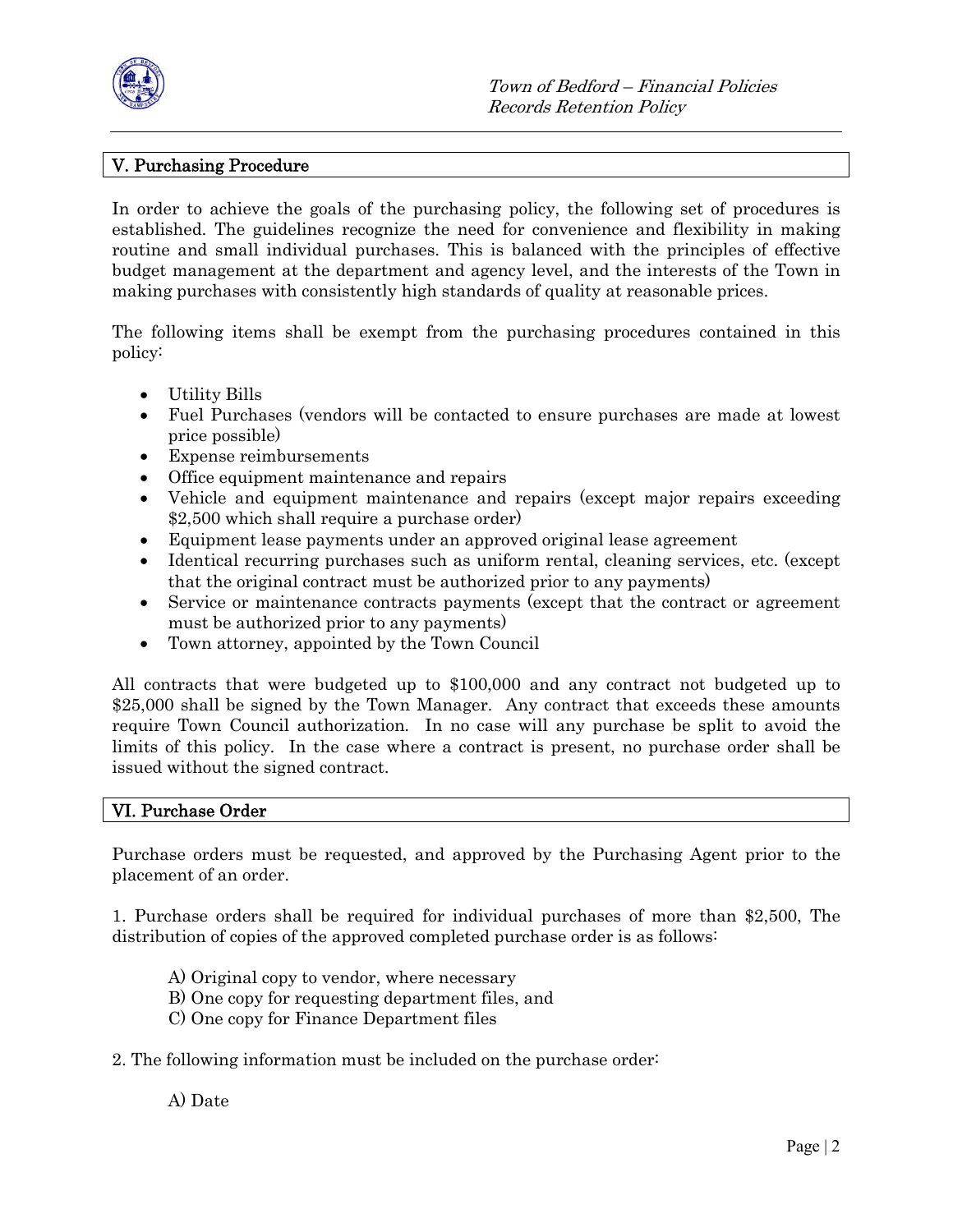## V. Purchasing Procedure

In order to achieve the goals of the purchasing policy, the following set of procedures is established. The guidelines recognize the need for convenience and flexibility in making routine and small individual purchases. This is balanced with the principles of effective budget management at the department and agency level, and the interests of the Town in making purchases with consistently high standards of quality at reasonable prices.

The following items shall be exempt from the purchasing procedures contained in this policy:

- Utility Bills
- Fuel Purchases (vendors will be contacted to ensure purchases are made at lowest price possible)
- Expense reimbursements
- Office equipment maintenance and repairs
- Vehicle and equipment maintenance and repairs (except major repairs exceeding $2,500 which shall require a purchase order)
- Equipment lease payments under an approved original lease agreement
- Identical recurring purchases such as uniform rental, cleaning services, etc. (except that the original contract must be authorized prior to any payments)
- Service or maintenance contracts payments (except that the contract or agreement must be authorized prior to any payments)
- Town attorney, appointed by the Town Council

All contracts that were budgeted up to $100,000 and any contract not budgeted up to $25,000 shall be signed by the Town Manager. Any contract that exceeds these amounts require Town Council authorization. In no case will any purchase be split to avoid the limits of this policy. In the case where a contract is present, no purchase order shall be issued without the signed contract.

## VI. Purchase Order

Purchase orders must be requested, and approved by the Purchasing Agent prior to the placement of an order.

1. Purchase orders shall be required for individual purchases of more than $2,500, The distribution of copies of the approved completed purchase order is as follows:

   A) Original copy to vendor, where necessary
   B) One copy for requesting department files, and
   C) One copy for Finance Department files

2. The following information must be included on the purchase order:

   A) Date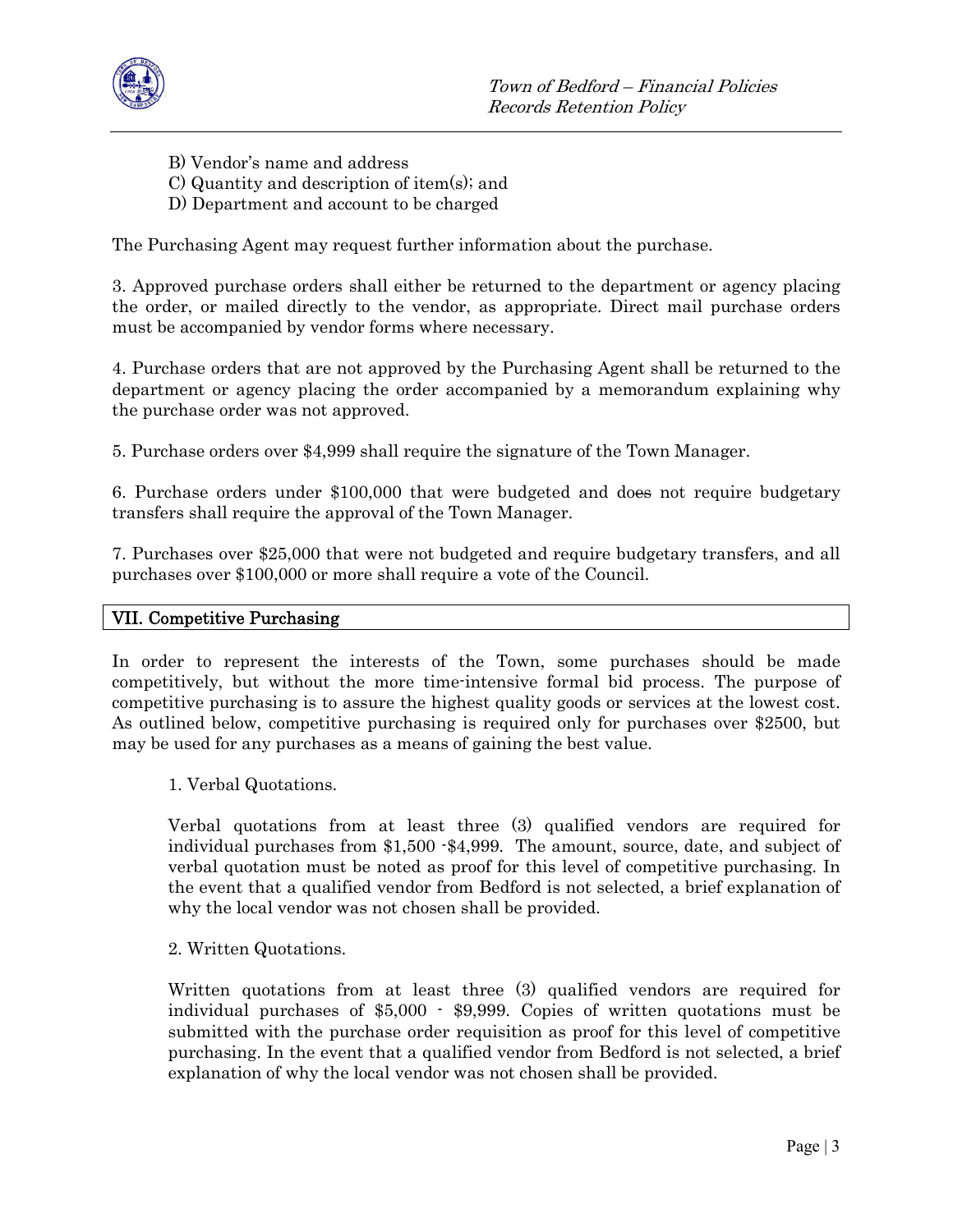B) Vendor's name and address
C) Quantity and description of item(s); and
D) Department and account to be charged

The Purchasing Agent may request further information about the purchase.

3. Approved purchase orders shall either be returned to the department or agency placing the order, or mailed directly to the vendor, as appropriate. Direct mail purchase orders must be accompanied by vendor forms where necessary.

4. Purchase orders that are not approved by the Purchasing Agent shall be returned to the department or agency placing the order accompanied by a memorandum explaining why the purchase order was not approved.

5. Purchase orders over $4,999 shall require the signature of the Town Manager.

6. Purchase orders under $100,000 that were budgeted and ~~does~~ not require budgetary transfers shall require the approval of the Town Manager.

7. Purchases over $25,000 that were not budgeted and require budgetary transfers, and all purchases over $100,000 or more shall require a vote of the Council.

## VII. Competitive Purchasing

In order to represent the interests of the Town, some purchases should be made competitively, but without the more time-intensive formal bid process. The purpose of competitive purchasing is to assure the highest quality goods or services at the lowest cost. As outlined below, competitive purchasing is required only for purchases over $2500, but may be used for any purchases as a means of gaining the best value.

1. Verbal Quotations.

Verbal quotations from at least three (3) qualified vendors are required for individual purchases from $1,500 -$4,999. The amount, source, date, and subject of verbal quotation must be noted as proof for this level of competitive purchasing. In the event that a qualified vendor from Bedford is not selected, a brief explanation of why the local vendor was not chosen shall be provided.

2. Written Quotations.

Written quotations from at least three (3) qualified vendors are required for individual purchases of $5,000 - $9,999. Copies of written quotations must be submitted with the purchase order requisition as proof for this level of competitive purchasing. In the event that a qualified vendor from Bedford is not selected, a brief explanation of why the local vendor was not chosen shall be provided.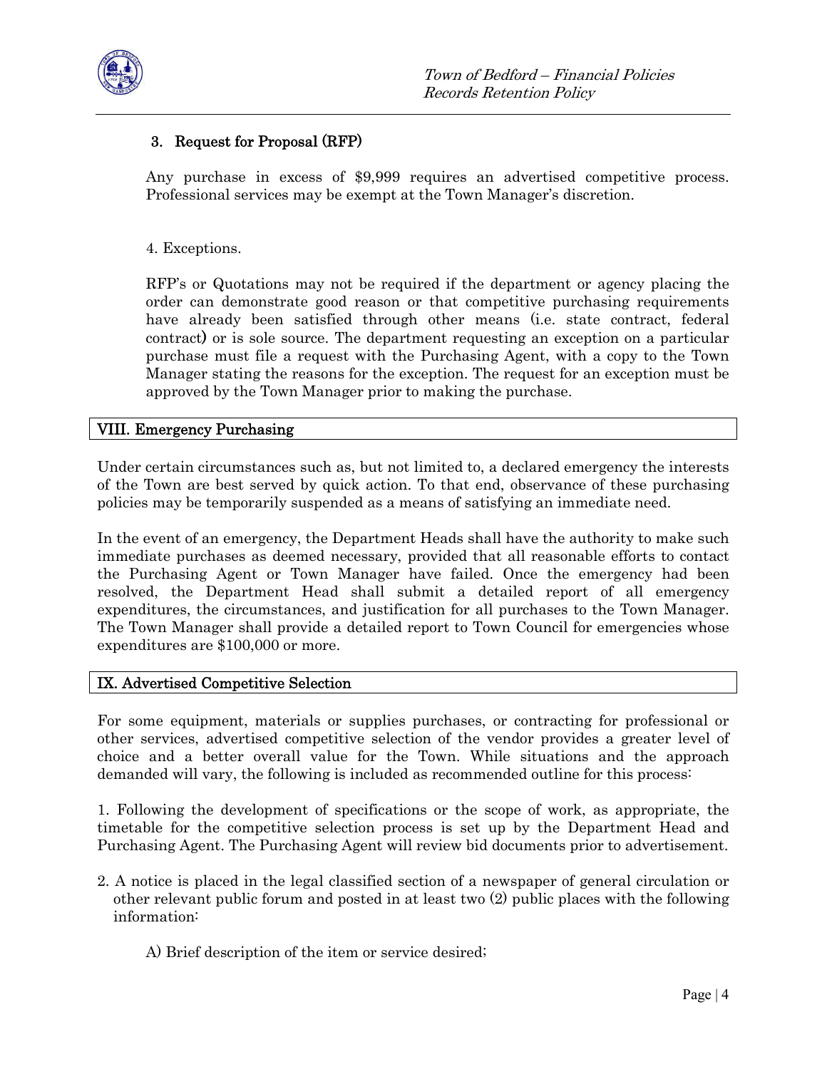### 3. Request for Proposal (RFP)

Any purchase in excess of $9,999 requires an advertised competitive process. Professional services may be exempt at the Town Manager's discretion.

4. Exceptions.

RFP's or Quotations may not be required if the department or agency placing the order can demonstrate good reason or that competitive purchasing requirements have already been satisfied through other means (i.e. state contract, federal contract) or is sole source. The department requesting an exception on a particular purchase must file a request with the Purchasing Agent, with a copy to the Town Manager stating the reasons for the exception. The request for an exception must be approved by the Town Manager prior to making the purchase.

## VIII. Emergency Purchasing

Under certain circumstances such as, but not limited to, a declared emergency the interests of the Town are best served by quick action. To that end, observance of these purchasing policies may be temporarily suspended as a means of satisfying an immediate need.

In the event of an emergency, the Department Heads shall have the authority to make such immediate purchases as deemed necessary, provided that all reasonable efforts to contact the Purchasing Agent or Town Manager have failed. Once the emergency had been resolved, the Department Head shall submit a detailed report of all emergency expenditures, the circumstances, and justification for all purchases to the Town Manager. The Town Manager shall provide a detailed report to Town Council for emergencies whose expenditures are $100,000 or more.

## IX. Advertised Competitive Selection

For some equipment, materials or supplies purchases, or contracting for professional or other services, advertised competitive selection of the vendor provides a greater level of choice and a better overall value for the Town. While situations and the approach demanded will vary, the following is included as recommended outline for this process:

1. Following the development of specifications or the scope of work, as appropriate, the timetable for the competitive selection process is set up by the Department Head and Purchasing Agent. The Purchasing Agent will review bid documents prior to advertisement.

2. A notice is placed in the legal classified section of a newspaper of general circulation or other relevant public forum and posted in at least two (2) public places with the following information:

   A) Brief description of the item or service desired;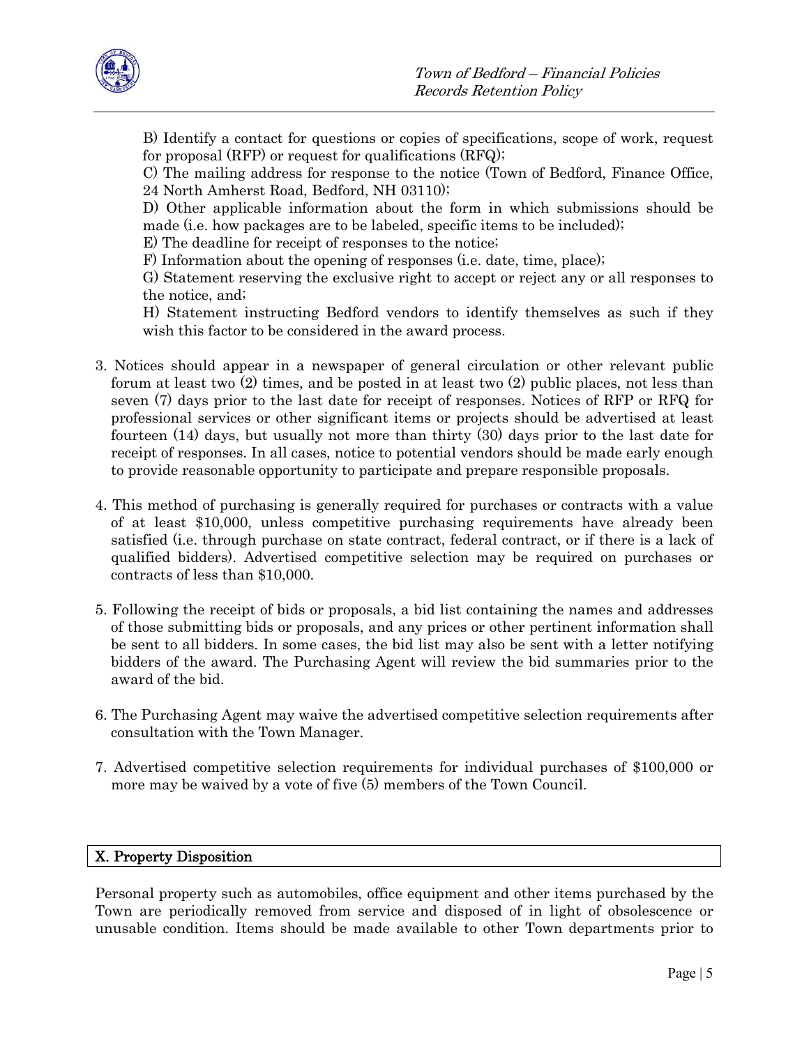B) Identify a contact for questions or copies of specifications, scope of work, request for proposal (RFP) or request for qualifications (RFQ);

C) The mailing address for response to the notice (Town of Bedford, Finance Office, 24 North Amherst Road, Bedford, NH 03110);

D) Other applicable information about the form in which submissions should be made (i.e. how packages are to be labeled, specific items to be included);

E) The deadline for receipt of responses to the notice;

F) Information about the opening of responses (i.e. date, time, place);

G) Statement reserving the exclusive right to accept or reject any or all responses to the notice, and;

H) Statement instructing Bedford vendors to identify themselves as such if they wish this factor to be considered in the award process.

3. Notices should appear in a newspaper of general circulation or other relevant public forum at least two (2) times, and be posted in at least two (2) public places, not less than seven (7) days prior to the last date for receipt of responses. Notices of RFP or RFQ for professional services or other significant items or projects should be advertised at least fourteen (14) days, but usually not more than thirty (30) days prior to the last date for receipt of responses. In all cases, notice to potential vendors should be made early enough to provide reasonable opportunity to participate and prepare responsible proposals.

4. This method of purchasing is generally required for purchases or contracts with a value of at least $10,000, unless competitive purchasing requirements have already been satisfied (i.e. through purchase on state contract, federal contract, or if there is a lack of qualified bidders). Advertised competitive selection may be required on purchases or contracts of less than $10,000.

5. Following the receipt of bids or proposals, a bid list containing the names and addresses of those submitting bids or proposals, and any prices or other pertinent information shall be sent to all bidders. In some cases, the bid list may also be sent with a letter notifying bidders of the award. The Purchasing Agent will review the bid summaries prior to the award of the bid.

6. The Purchasing Agent may waive the advertised competitive selection requirements after consultation with the Town Manager.

7. Advertised competitive selection requirements for individual purchases of $100,000 or more may be waived by a vote of five (5) members of the Town Council.

## X. Property Disposition

Personal property such as automobiles, office equipment and other items purchased by the Town are periodically removed from service and disposed of in light of obsolescence or unusable condition. Items should be made available to other Town departments prior to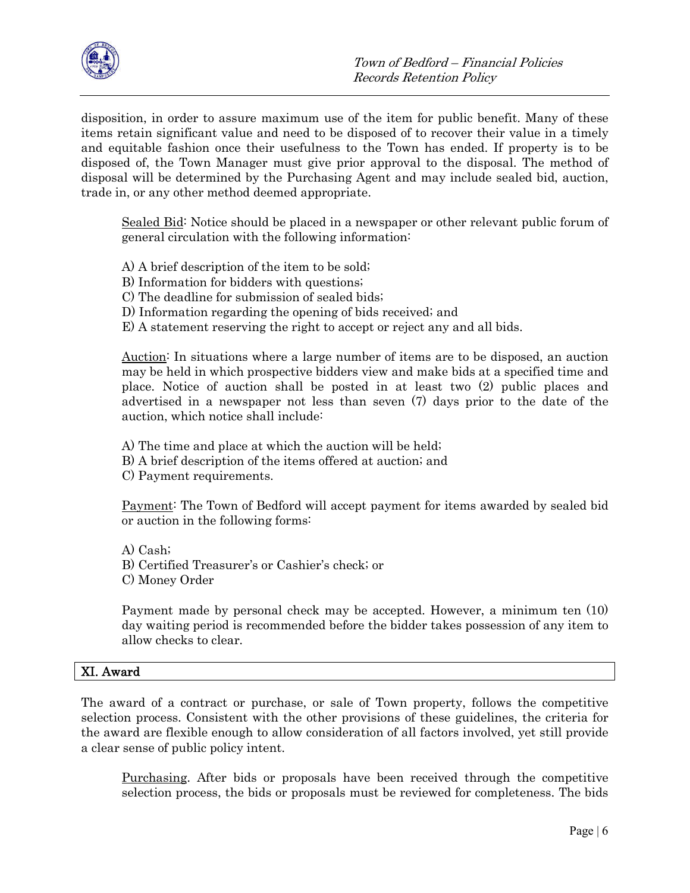disposition, in order to assure maximum use of the item for public benefit. Many of these items retain significant value and need to be disposed of to recover their value in a timely and equitable fashion once their usefulness to the Town has ended. If property is to be disposed of, the Town Manager must give prior approval to the disposal. The method of disposal will be determined by the Purchasing Agent and may include sealed bid, auction, trade in, or any other method deemed appropriate.

Sealed Bid: Notice should be placed in a newspaper or other relevant public forum of general circulation with the following information:

A) A brief description of the item to be sold;
B) Information for bidders with questions;
C) The deadline for submission of sealed bids;
D) Information regarding the opening of bids received; and
E) A statement reserving the right to accept or reject any and all bids.

Auction: In situations where a large number of items are to be disposed, an auction may be held in which prospective bidders view and make bids at a specified time and place. Notice of auction shall be posted in at least two (2) public places and advertised in a newspaper not less than seven (7) days prior to the date of the auction, which notice shall include:

A) The time and place at which the auction will be held;
B) A brief description of the items offered at auction; and
C) Payment requirements.

Payment: The Town of Bedford will accept payment for items awarded by sealed bid or auction in the following forms:

A) Cash;
B) Certified Treasurer's or Cashier's check; or
C) Money Order

Payment made by personal check may be accepted. However, a minimum ten (10) day waiting period is recommended before the bidder takes possession of any item to allow checks to clear.

## XI. Award

The award of a contract or purchase, or sale of Town property, follows the competitive selection process. Consistent with the other provisions of these guidelines, the criteria for the award are flexible enough to allow consideration of all factors involved, yet still provide a clear sense of public policy intent.

Purchasing. After bids or proposals have been received through the competitive selection process, the bids or proposals must be reviewed for completeness. The bids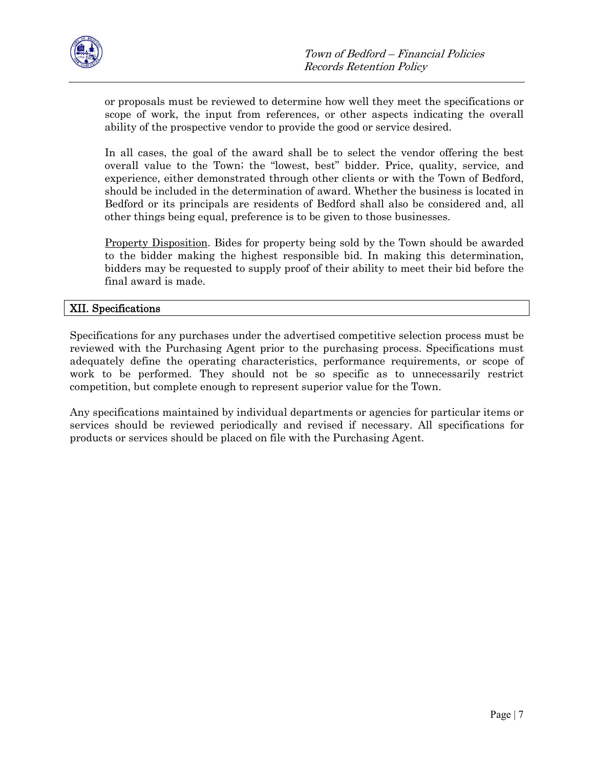or proposals must be reviewed to determine how well they meet the specifications or scope of work, the input from references, or other aspects indicating the overall ability of the prospective vendor to provide the good or service desired.

In all cases, the goal of the award shall be to select the vendor offering the best overall value to the Town; the "lowest, best" bidder. Price, quality, service, and experience, either demonstrated through other clients or with the Town of Bedford, should be included in the determination of award. Whether the business is located in Bedford or its principals are residents of Bedford shall also be considered and, all other things being equal, preference is to be given to those businesses.

Property Disposition. Bides for property being sold by the Town should be awarded to the bidder making the highest responsible bid. In making this determination, bidders may be requested to supply proof of their ability to meet their bid before the final award is made.

## XII. Specifications

Specifications for any purchases under the advertised competitive selection process must be reviewed with the Purchasing Agent prior to the purchasing process. Specifications must adequately define the operating characteristics, performance requirements, or scope of work to be performed. They should not be so specific as to unnecessarily restrict competition, but complete enough to represent superior value for the Town.

Any specifications maintained by individual departments or agencies for particular items or services should be reviewed periodically and revised if necessary. All specifications for products or services should be placed on file with the Purchasing Agent.